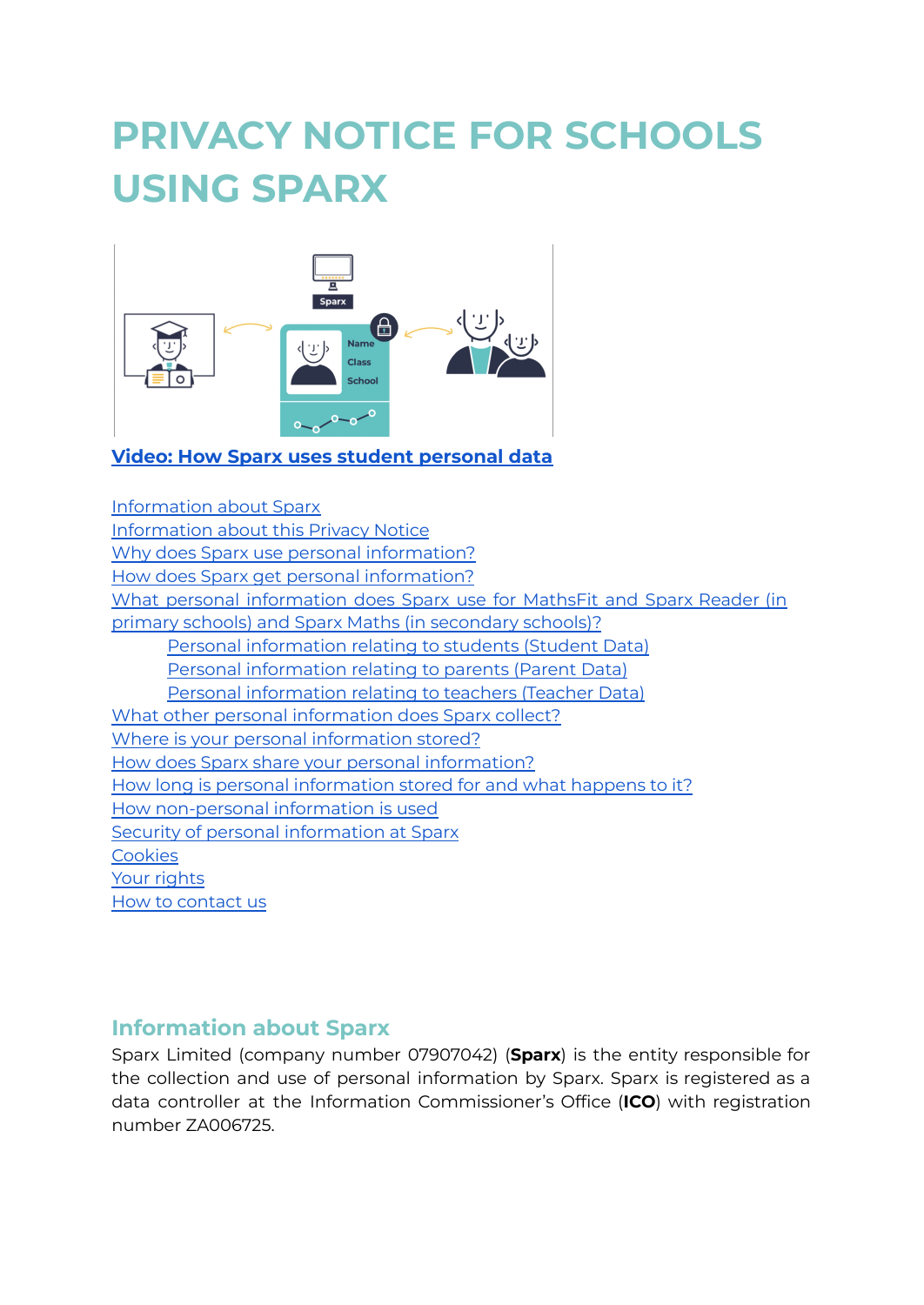# PRIVACY NOTICE FOR SCHOOLS USING SPARX

**Video: How Sparx uses student personal data**

- Information about Sparx
- Information about this Privacy Notice
- Why does Sparx use personal information?
- How does Sparx get personal information?
- What personal information does Sparx use for MathsFit and Sparx Reader (in primary schools) and Sparx Maths (in secondary schools)?
  - Personal information relating to students (Student Data)
  - Personal information relating to parents (Parent Data)
  - Personal information relating to teachers (Teacher Data)
- What other personal information does Sparx collect?
- Where is your personal information stored?
- How does Sparx share your personal information?
- How long is personal information stored for and what happens to it?
- How non-personal information is used
- Security of personal information at Sparx
- Cookies
- Your rights
- How to contact us

## Information about Sparx

Sparx Limited (company number 07907042) (**Sparx**) is the entity responsible for the collection and use of personal information by Sparx. Sparx is registered as a data controller at the Information Commissioner's Office (**ICO**) with registration number ZA006725.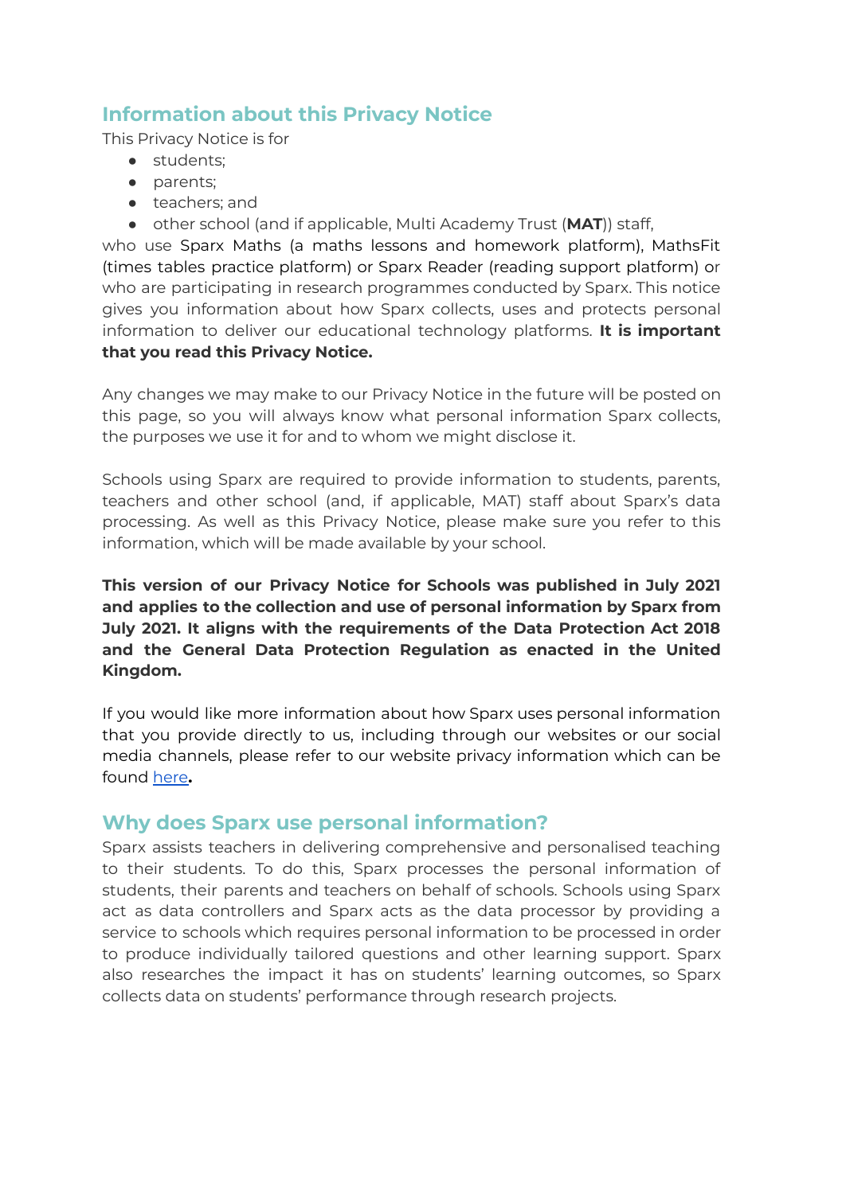## Information about this Privacy Notice

This Privacy Notice is for

- students;
- parents;
- teachers; and
- other school (and if applicable, Multi Academy Trust (**MAT**)) staff,

who use Sparx Maths (a maths lessons and homework platform), MathsFit (times tables practice platform) or Sparx Reader (reading support platform) or who are participating in research programmes conducted by Sparx. This notice gives you information about how Sparx collects, uses and protects personal information to deliver our educational technology platforms. **It is important that you read this Privacy Notice.**

Any changes we may make to our Privacy Notice in the future will be posted on this page, so you will always know what personal information Sparx collects, the purposes we use it for and to whom we might disclose it.

Schools using Sparx are required to provide information to students, parents, teachers and other school (and, if applicable, MAT) staff about Sparx's data processing. As well as this Privacy Notice, please make sure you refer to this information, which will be made available by your school.

**This version of our Privacy Notice for Schools was published in July 2021 and applies to the collection and use of personal information by Sparx from July 2021. It aligns with the requirements of the Data Protection Act 2018 and the General Data Protection Regulation as enacted in the United Kingdom.**

If you would like more information about how Sparx uses personal information that you provide directly to us, including through our websites or our social media channels, please refer to our website privacy information which can be found here**.**

## Why does Sparx use personal information?

Sparx assists teachers in delivering comprehensive and personalised teaching to their students. To do this, Sparx processes the personal information of students, their parents and teachers on behalf of schools. Schools using Sparx act as data controllers and Sparx acts as the data processor by providing a service to schools which requires personal information to be processed in order to produce individually tailored questions and other learning support. Sparx also researches the impact it has on students' learning outcomes, so Sparx collects data on students' performance through research projects.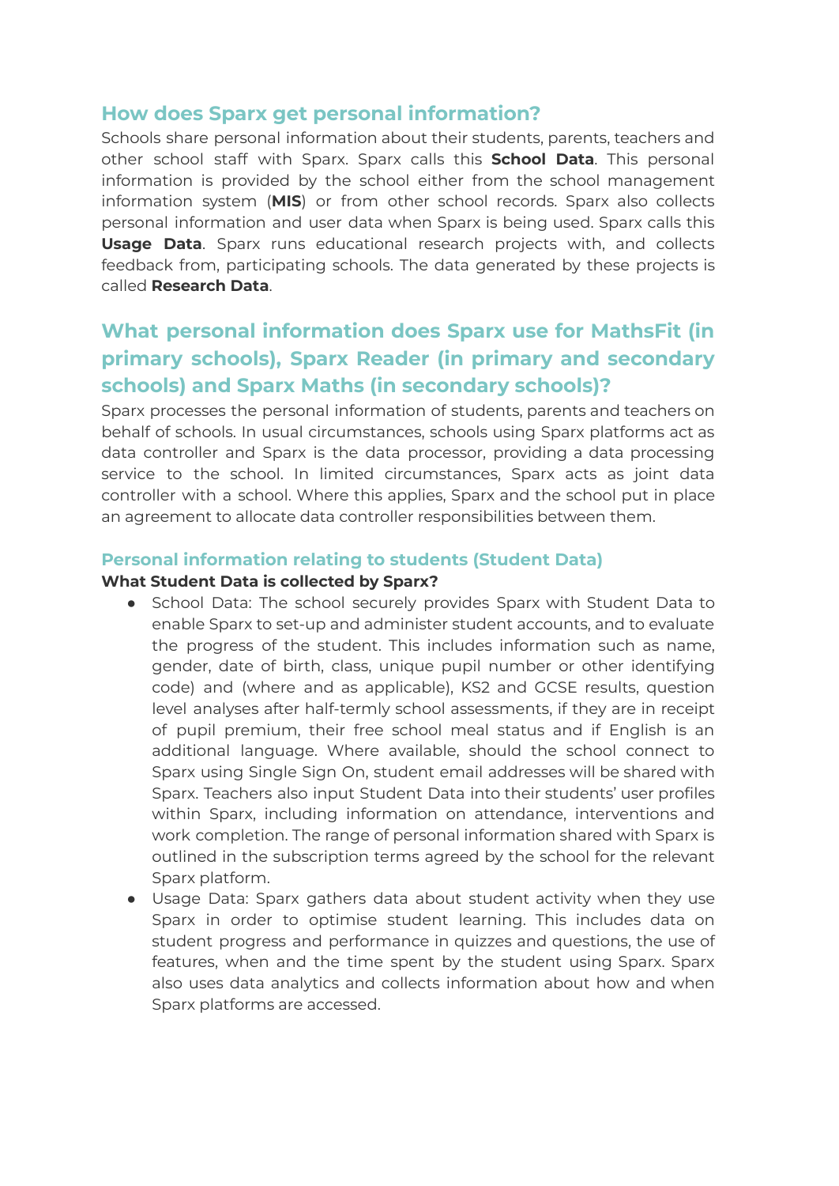## How does Sparx get personal information?

Schools share personal information about their students, parents, teachers and other school staff with Sparx. Sparx calls this **School Data**. This personal information is provided by the school either from the school management information system (**MIS**) or from other school records. Sparx also collects personal information and user data when Sparx is being used. Sparx calls this **Usage Data**. Sparx runs educational research projects with, and collects feedback from, participating schools. The data generated by these projects is called **Research Data**.

## What personal information does Sparx use for MathsFit (in primary schools), Sparx Reader (in primary and secondary schools) and Sparx Maths (in secondary schools)?

Sparx processes the personal information of students, parents and teachers on behalf of schools. In usual circumstances, schools using Sparx platforms act as data controller and Sparx is the data processor, providing a data processing service to the school. In limited circumstances, Sparx acts as joint data controller with a school. Where this applies, Sparx and the school put in place an agreement to allocate data controller responsibilities between them.

### Personal information relating to students (Student Data)

**What Student Data is collected by Sparx?**

- School Data: The school securely provides Sparx with Student Data to enable Sparx to set-up and administer student accounts, and to evaluate the progress of the student. This includes information such as name, gender, date of birth, class, unique pupil number or other identifying code) and (where and as applicable), KS2 and GCSE results, question level analyses after half-termly school assessments, if they are in receipt of pupil premium, their free school meal status and if English is an additional language. Where available, should the school connect to Sparx using Single Sign On, student email addresses will be shared with Sparx. Teachers also input Student Data into their students' user profiles within Sparx, including information on attendance, interventions and work completion. The range of personal information shared with Sparx is outlined in the subscription terms agreed by the school for the relevant Sparx platform.
- Usage Data: Sparx gathers data about student activity when they use Sparx in order to optimise student learning. This includes data on student progress and performance in quizzes and questions, the use of features, when and the time spent by the student using Sparx. Sparx also uses data analytics and collects information about how and when Sparx platforms are accessed.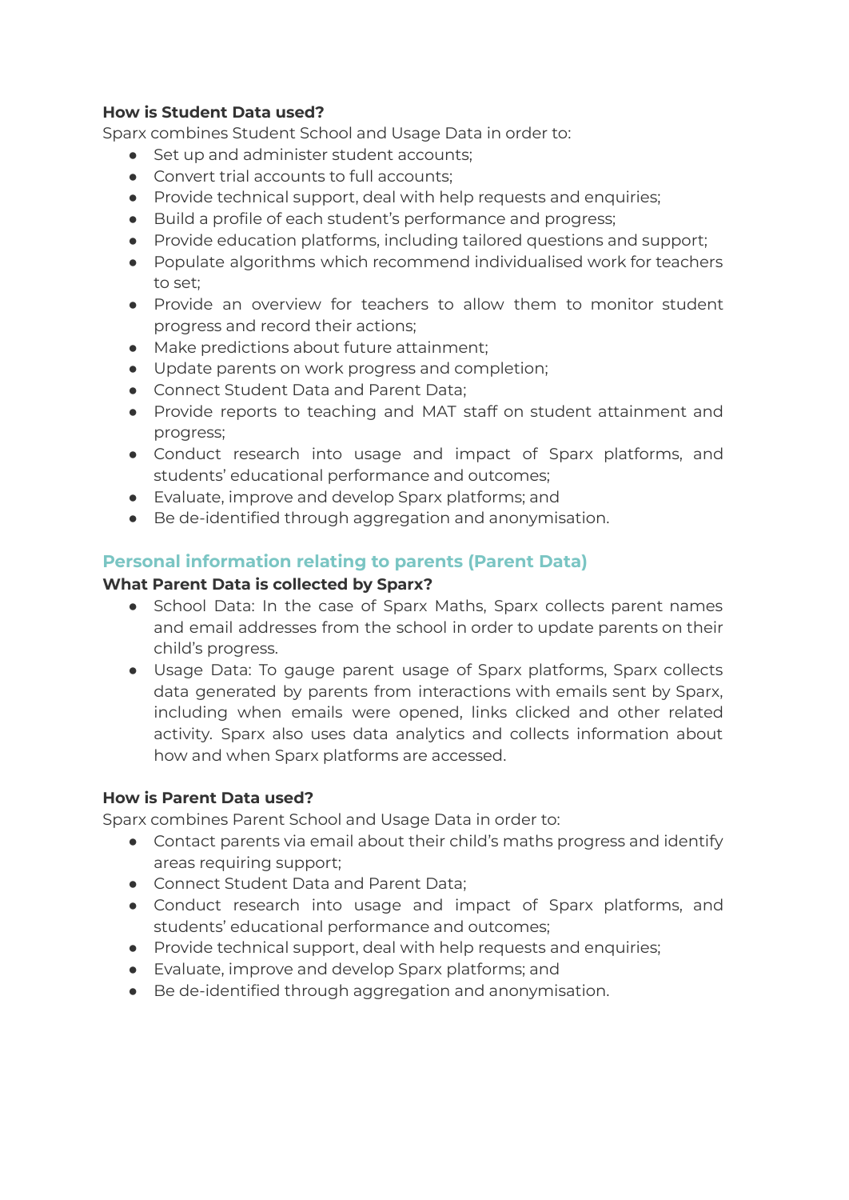**How is Student Data used?**

Sparx combines Student School and Usage Data in order to:

- Set up and administer student accounts;
- Convert trial accounts to full accounts;
- Provide technical support, deal with help requests and enquiries;
- Build a profile of each student's performance and progress;
- Provide education platforms, including tailored questions and support;
- Populate algorithms which recommend individualised work for teachers to set;
- Provide an overview for teachers to allow them to monitor student progress and record their actions;
- Make predictions about future attainment;
- Update parents on work progress and completion;
- Connect Student Data and Parent Data;
- Provide reports to teaching and MAT staff on student attainment and progress;
- Conduct research into usage and impact of Sparx platforms, and students' educational performance and outcomes;
- Evaluate, improve and develop Sparx platforms; and
- Be de-identified through aggregation and anonymisation.

## Personal information relating to parents (Parent Data)

**What Parent Data is collected by Sparx?**

- School Data: In the case of Sparx Maths, Sparx collects parent names and email addresses from the school in order to update parents on their child's progress.
- Usage Data: To gauge parent usage of Sparx platforms, Sparx collects data generated by parents from interactions with emails sent by Sparx, including when emails were opened, links clicked and other related activity. Sparx also uses data analytics and collects information about how and when Sparx platforms are accessed.

**How is Parent Data used?**

Sparx combines Parent School and Usage Data in order to:

- Contact parents via email about their child's maths progress and identify areas requiring support;
- Connect Student Data and Parent Data;
- Conduct research into usage and impact of Sparx platforms, and students' educational performance and outcomes;
- Provide technical support, deal with help requests and enquiries;
- Evaluate, improve and develop Sparx platforms; and
- Be de-identified through aggregation and anonymisation.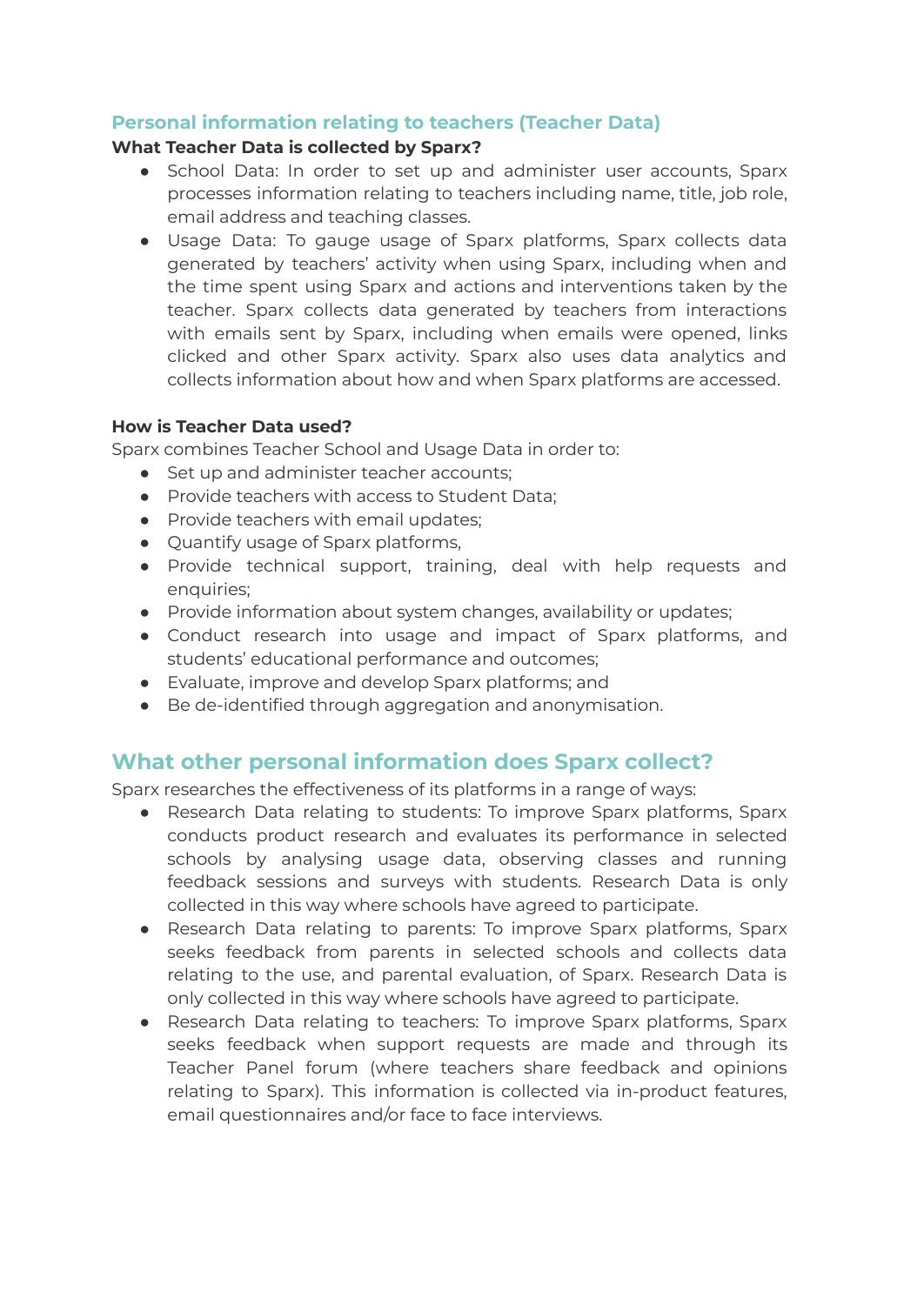### Personal information relating to teachers (Teacher Data)

**What Teacher Data is collected by Sparx?**

- School Data: In order to set up and administer user accounts, Sparx processes information relating to teachers including name, title, job role, email address and teaching classes.
- Usage Data: To gauge usage of Sparx platforms, Sparx collects data generated by teachers' activity when using Sparx, including when and the time spent using Sparx and actions and interventions taken by the teacher. Sparx collects data generated by teachers from interactions with emails sent by Sparx, including when emails were opened, links clicked and other Sparx activity. Sparx also uses data analytics and collects information about how and when Sparx platforms are accessed.

**How is Teacher Data used?**

Sparx combines Teacher School and Usage Data in order to:

- Set up and administer teacher accounts;
- Provide teachers with access to Student Data;
- Provide teachers with email updates;
- Quantify usage of Sparx platforms,
- Provide technical support, training, deal with help requests and enquiries;
- Provide information about system changes, availability or updates;
- Conduct research into usage and impact of Sparx platforms, and students' educational performance and outcomes;
- Evaluate, improve and develop Sparx platforms; and
- Be de-identified through aggregation and anonymisation.

## What other personal information does Sparx collect?

Sparx researches the effectiveness of its platforms in a range of ways:

- Research Data relating to students: To improve Sparx platforms, Sparx conducts product research and evaluates its performance in selected schools by analysing usage data, observing classes and running feedback sessions and surveys with students. Research Data is only collected in this way where schools have agreed to participate.
- Research Data relating to parents: To improve Sparx platforms, Sparx seeks feedback from parents in selected schools and collects data relating to the use, and parental evaluation, of Sparx. Research Data is only collected in this way where schools have agreed to participate.
- Research Data relating to teachers: To improve Sparx platforms, Sparx seeks feedback when support requests are made and through its Teacher Panel forum (where teachers share feedback and opinions relating to Sparx). This information is collected via in-product features, email questionnaires and/or face to face interviews.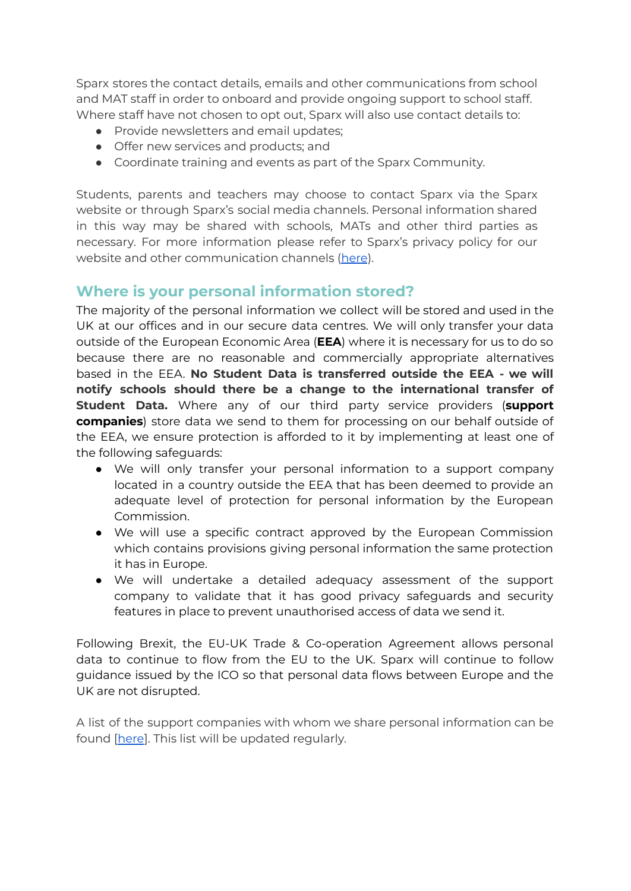Sparx stores the contact details, emails and other communications from school and MAT staff in order to onboard and provide ongoing support to school staff. Where staff have not chosen to opt out, Sparx will also use contact details to:

- Provide newsletters and email updates;
- Offer new services and products; and
- Coordinate training and events as part of the Sparx Community.

Students, parents and teachers may choose to contact Sparx via the Sparx website or through Sparx's social media channels. Personal information shared in this way may be shared with schools, MATs and other third parties as necessary. For more information please refer to Sparx's privacy policy for our website and other communication channels (here).

## Where is your personal information stored?

The majority of the personal information we collect will be stored and used in the UK at our offices and in our secure data centres. We will only transfer your data outside of the European Economic Area (**EEA**) where it is necessary for us to do so because there are no reasonable and commercially appropriate alternatives based in the EEA. **No Student Data is transferred outside the EEA - we will notify schools should there be a change to the international transfer of Student Data.** Where any of our third party service providers (**support companies**) store data we send to them for processing on our behalf outside of the EEA, we ensure protection is afforded to it by implementing at least one of the following safeguards:

- We will only transfer your personal information to a support company located in a country outside the EEA that has been deemed to provide an adequate level of protection for personal information by the European Commission.
- We will use a specific contract approved by the European Commission which contains provisions giving personal information the same protection it has in Europe.
- We will undertake a detailed adequacy assessment of the support company to validate that it has good privacy safeguards and security features in place to prevent unauthorised access of data we send it.

Following Brexit, the EU-UK Trade & Co-operation Agreement allows personal data to continue to flow from the EU to the UK. Sparx will continue to follow guidance issued by the ICO so that personal data flows between Europe and the UK are not disrupted.

A list of the support companies with whom we share personal information can be found [here]. This list will be updated regularly.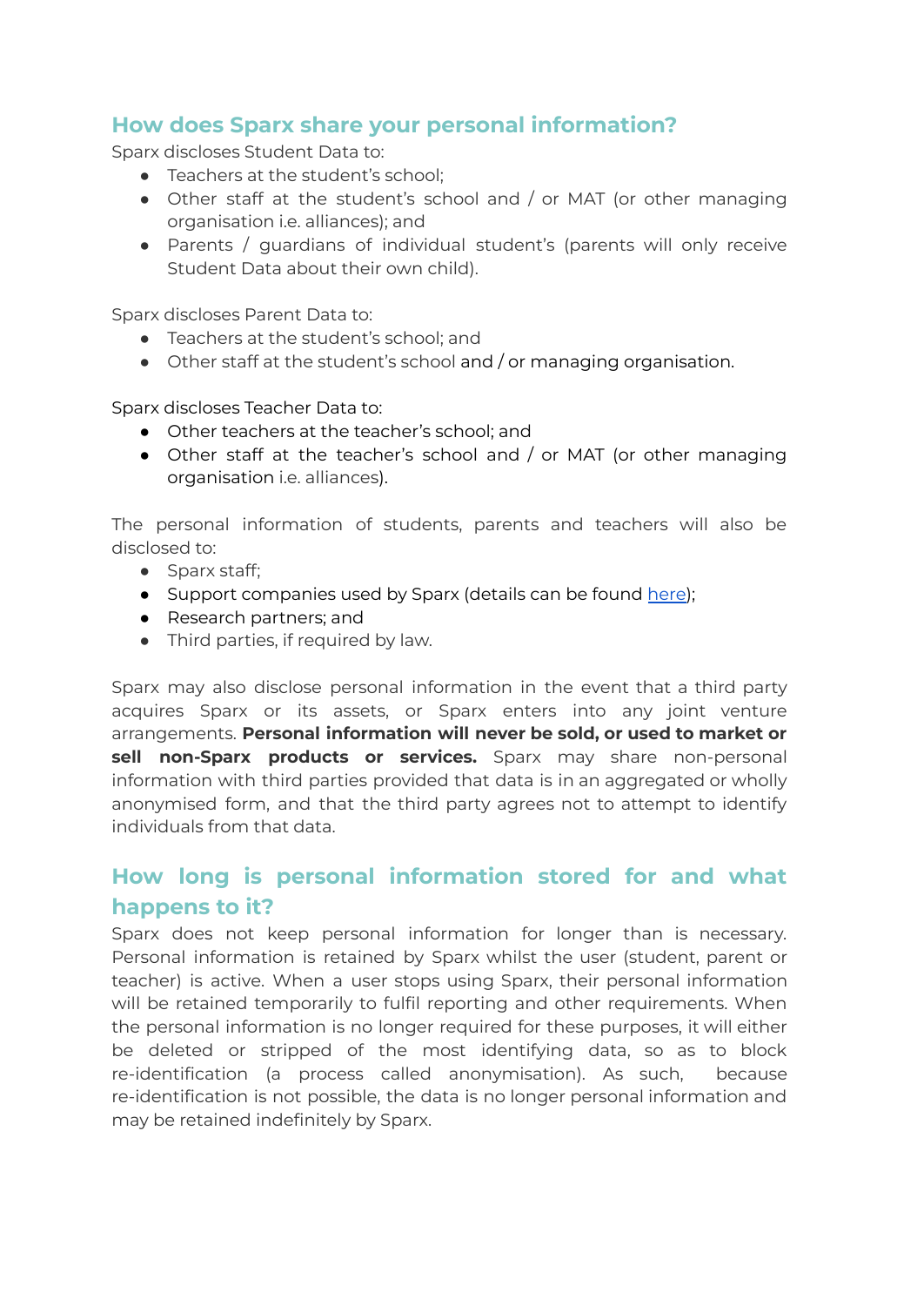## How does Sparx share your personal information?

Sparx discloses Student Data to:

- Teachers at the student's school;
- Other staff at the student's school and / or MAT (or other managing organisation i.e. alliances); and
- Parents / guardians of individual student's (parents will only receive Student Data about their own child).

Sparx discloses Parent Data to:

- Teachers at the student's school; and
- Other staff at the student's school and / or managing organisation.

Sparx discloses Teacher Data to:

- Other teachers at the teacher's school; and
- Other staff at the teacher's school and / or MAT (or other managing organisation i.e. alliances).

The personal information of students, parents and teachers will also be disclosed to:

- Sparx staff;
- Support companies used by Sparx (details can be found [here]);
- Research partners; and
- Third parties, if required by law.

Sparx may also disclose personal information in the event that a third party acquires Sparx or its assets, or Sparx enters into any joint venture arrangements. **Personal information will never be sold, or used to market or sell non-Sparx products or services.** Sparx may share non-personal information with third parties provided that data is in an aggregated or wholly anonymised form, and that the third party agrees not to attempt to identify individuals from that data.

## How long is personal information stored for and what happens to it?

Sparx does not keep personal information for longer than is necessary. Personal information is retained by Sparx whilst the user (student, parent or teacher) is active. When a user stops using Sparx, their personal information will be retained temporarily to fulfil reporting and other requirements. When the personal information is no longer required for these purposes, it will either be deleted or stripped of the most identifying data, so as to block re-identification (a process called anonymisation). As such, because re-identification is not possible, the data is no longer personal information and may be retained indefinitely by Sparx.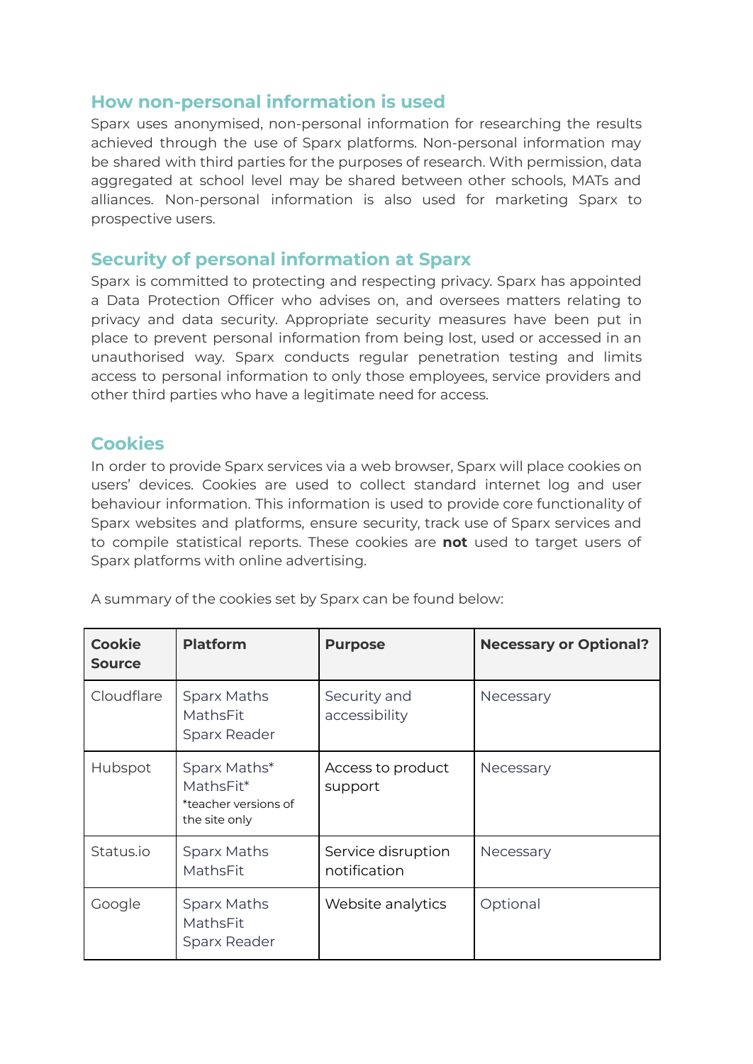## How non-personal information is used

Sparx uses anonymised, non-personal information for researching the results achieved through the use of Sparx platforms. Non-personal information may be shared with third parties for the purposes of research. With permission, data aggregated at school level may be shared between other schools, MATs and alliances. Non-personal information is also used for marketing Sparx to prospective users.

## Security of personal information at Sparx

Sparx is committed to protecting and respecting privacy. Sparx has appointed a Data Protection Officer who advises on, and oversees matters relating to privacy and data security. Appropriate security measures have been put in place to prevent personal information from being lost, used or accessed in an unauthorised way. Sparx conducts regular penetration testing and limits access to personal information to only those employees, service providers and other third parties who have a legitimate need for access.

## Cookies

In order to provide Sparx services via a web browser, Sparx will place cookies on users' devices. Cookies are used to collect standard internet log and user behaviour information. This information is used to provide core functionality of Sparx websites and platforms, ensure security, track use of Sparx services and to compile statistical reports. These cookies are **not** used to target users of Sparx platforms with online advertising.

A summary of the cookies set by Sparx can be found below:

| Cookie Source | Platform | Purpose | Necessary or Optional? |
|---|---|---|---|
| Cloudflare | Sparx Maths<br>MathsFit<br>Sparx Reader | Security and accessibility | Necessary |
| Hubspot | Sparx Maths*<br>MathsFit*<br>*teacher versions of the site only | Access to product support | Necessary |
| Status.io | Sparx Maths<br>MathsFit | Service disruption notification | Necessary |
| Google | Sparx Maths<br>MathsFit<br>Sparx Reader | Website analytics | Optional |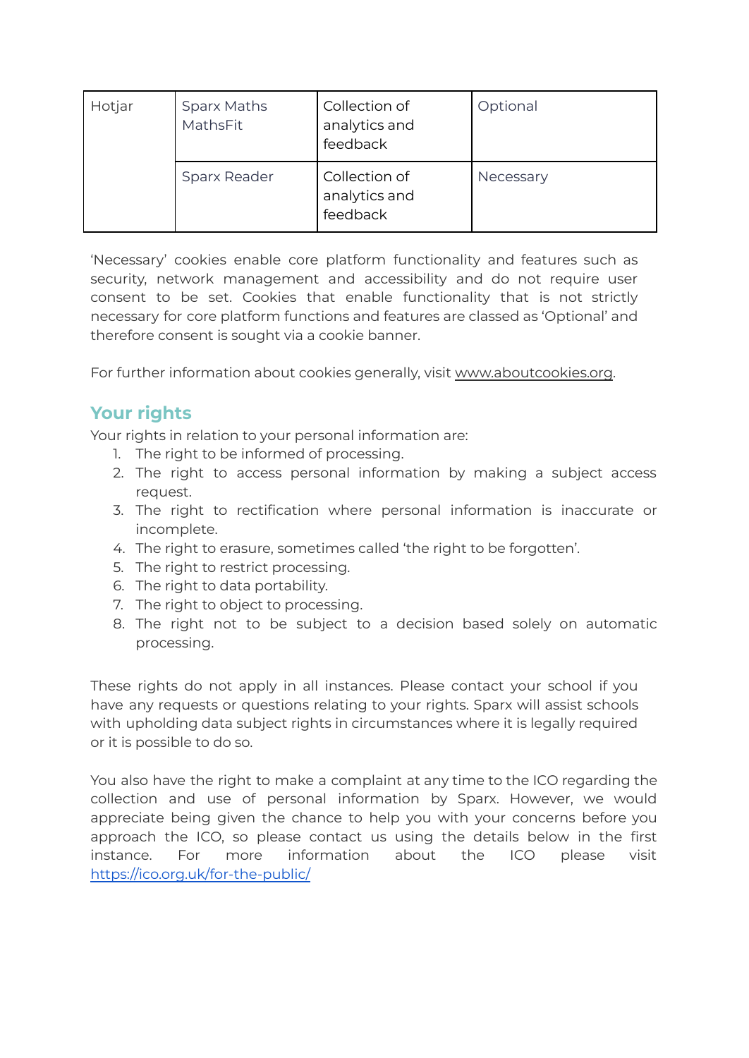| Hotjar | Sparx Maths MathsFit | Collection of analytics and feedback | Optional |
|---|---|---|---|
| | Sparx Reader | Collection of analytics and feedback | Necessary |

'Necessary' cookies enable core platform functionality and features such as security, network management and accessibility and do not require user consent to be set. Cookies that enable functionality that is not strictly necessary for core platform functions and features are classed as 'Optional' and therefore consent is sought via a cookie banner.

For further information about cookies generally, visit www.aboutcookies.org.

## Your rights

Your rights in relation to your personal information are:

1. The right to be informed of processing.
2. The right to access personal information by making a subject access request.
3. The right to rectification where personal information is inaccurate or incomplete.
4. The right to erasure, sometimes called 'the right to be forgotten'.
5. The right to restrict processing.
6. The right to data portability.
7. The right to object to processing.
8. The right not to be subject to a decision based solely on automatic processing.

These rights do not apply in all instances. Please contact your school if you have any requests or questions relating to your rights. Sparx will assist schools with upholding data subject rights in circumstances where it is legally required or it is possible to do so.

You also have the right to make a complaint at any time to the ICO regarding the collection and use of personal information by Sparx. However, we would appreciate being given the chance to help you with your concerns before you approach the ICO, so please contact us using the details below in the first instance. For more information about the ICO please visit https://ico.org.uk/for-the-public/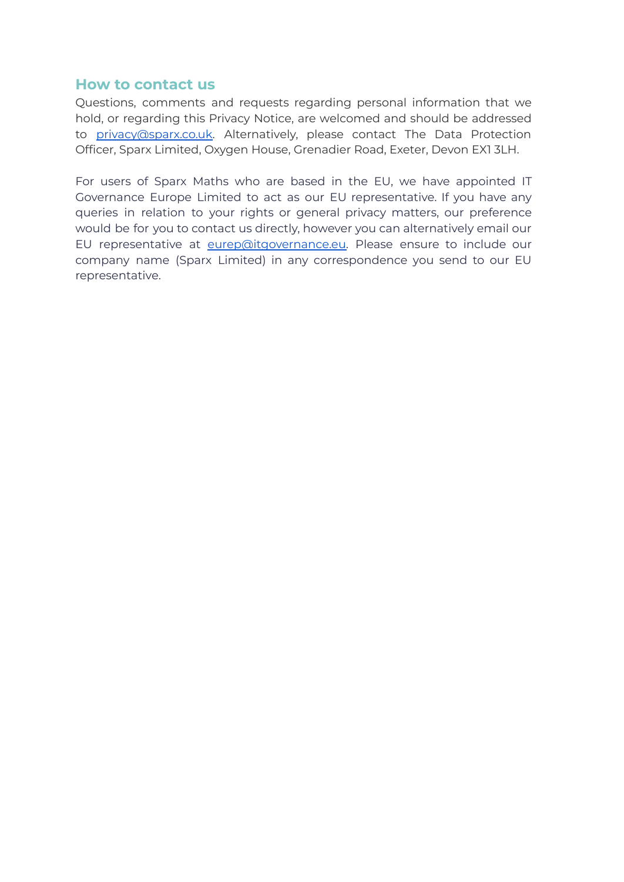## How to contact us

Questions, comments and requests regarding personal information that we hold, or regarding this Privacy Notice, are welcomed and should be addressed to privacy@sparx.co.uk. Alternatively, please contact The Data Protection Officer, Sparx Limited, Oxygen House, Grenadier Road, Exeter, Devon EX1 3LH.

For users of Sparx Maths who are based in the EU, we have appointed IT Governance Europe Limited to act as our EU representative. If you have any queries in relation to your rights or general privacy matters, our preference would be for you to contact us directly, however you can alternatively email our EU representative at eurep@itgovernance.eu. Please ensure to include our company name (Sparx Limited) in any correspondence you send to our EU representative.